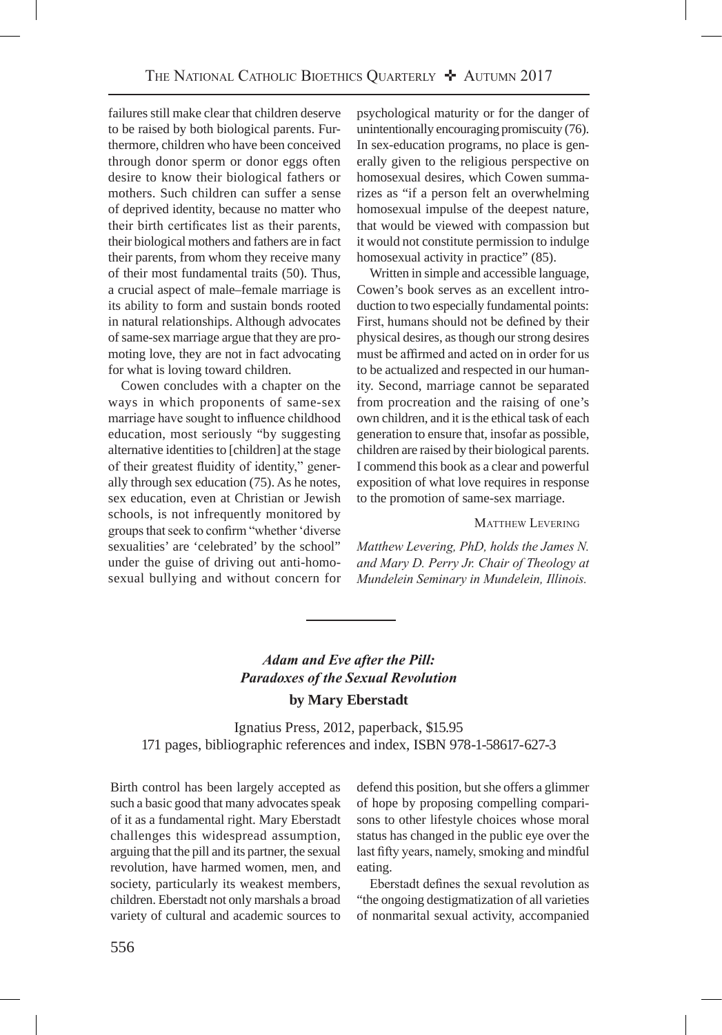failures still make clear that children deserve to be raised by both biological parents. Furthermore, children who have been conceived through donor sperm or donor eggs often desire to know their biological fathers or mothers. Such children can suffer a sense of deprived identity, because no matter who their birth certificates list as their parents, their biological mothers and fathers are in fact their parents, from whom they receive many of their most fundamental traits (50). Thus, a crucial aspect of male–female marriage is its ability to form and sustain bonds rooted in natural relationships. Although advocates of same-sex marriage argue that they are promoting love, they are not in fact advocating for what is loving toward children.

Cowen concludes with a chapter on the ways in which proponents of same-sex marriage have sought to influence childhood education, most seriously "by suggesting alternative identities to [children] at the stage of their greatest fluidity of identity," generally through sex education (75). As he notes, sex education, even at Christian or Jewish schools, is not infrequently monitored by groups that seek to confirm "whether 'diverse sexualities' are 'celebrated' by the school" under the guise of driving out anti-homosexual bullying and without concern for psychological maturity or for the danger of unintentionally encouraging promiscuity (76). In sex-education programs, no place is generally given to the religious perspective on homosexual desires, which Cowen summarizes as "if a person felt an overwhelming homosexual impulse of the deepest nature, that would be viewed with compassion but it would not constitute permission to indulge homosexual activity in practice" (85).

Written in simple and accessible language, Cowen's book serves as an excellent introduction to two especially fundamental points: First, humans should not be defined by their physical desires, as though our strong desires must be affirmed and acted on in order for us to be actualized and respected in our humanity. Second, marriage cannot be separated from procreation and the raising of one's own children, and it is the ethical task of each generation to ensure that, insofar as possible, children are raised by their biological parents. I commend this book as a clear and powerful exposition of what love requires in response to the promotion of same-sex marriage.

Matthew Levering

*Matthew Levering, PhD, holds the James N. and Mary D. Perry Jr. Chair of Theology at Mundelein Seminary in Mundelein, Illinois.*

---

## *Adam and Eve after the Pill: Paradoxes of the Sexual Revolution*

**by Mary Eberstadt**

Ignatius Press, 2012, paperback, $15.95
171 pages, bibliographic references and index, ISBN 978-1-58617-627-3

Birth control has been largely accepted as such a basic good that many advocates speak of it as a fundamental right. Mary Eberstadt challenges this widespread assumption, arguing that the pill and its partner, the sexual revolution, have harmed women, men, and society, particularly its weakest members, children. Eberstadt not only marshals a broad variety of cultural and academic sources to defend this position, but she offers a glimmer of hope by proposing compelling comparisons to other lifestyle choices whose moral status has changed in the public eye over the last fifty years, namely, smoking and mindful eating.

Eberstadt defines the sexual revolution as "the ongoing destigmatization of all varieties of nonmarital sexual activity, accompanied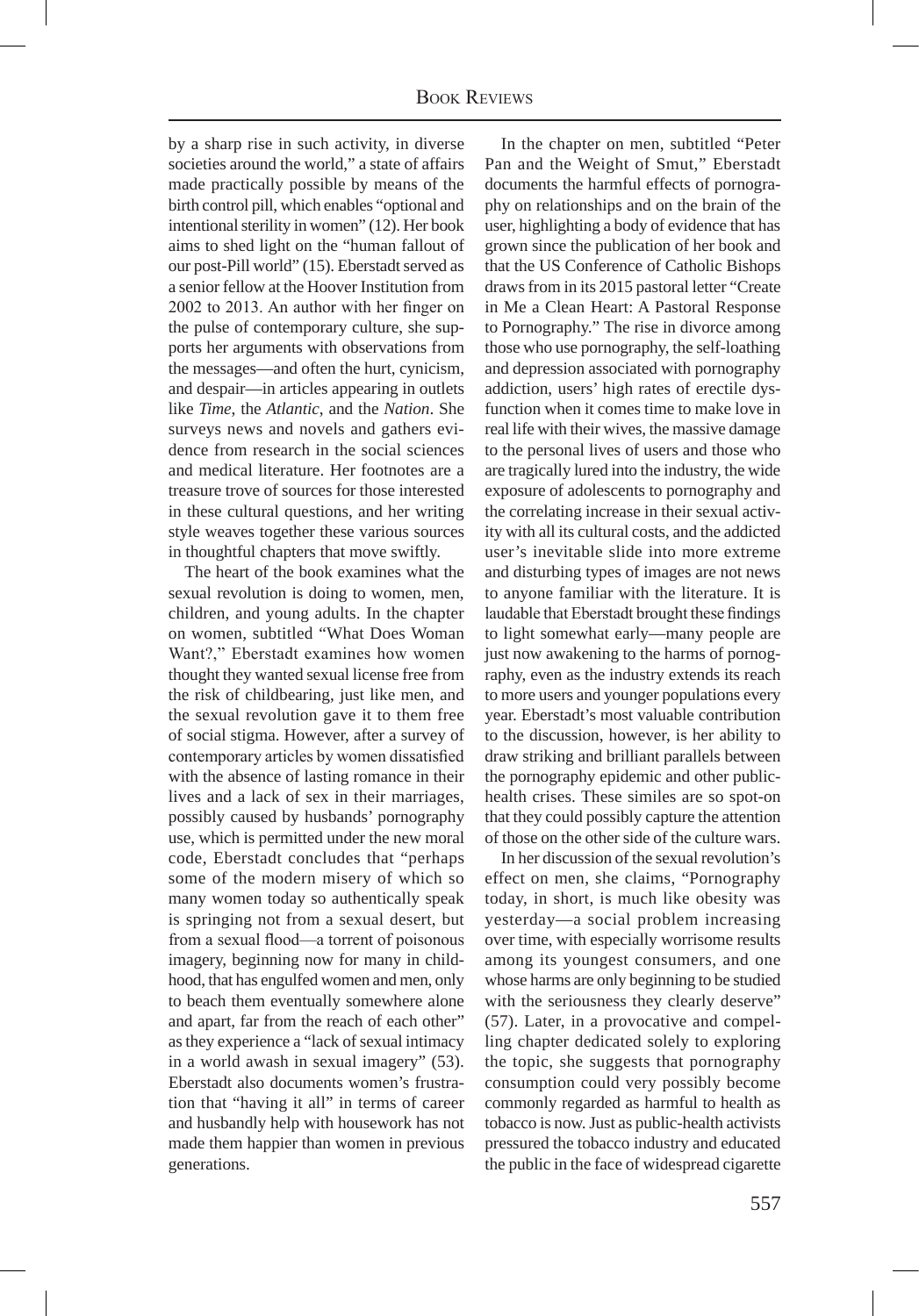by a sharp rise in such activity, in diverse societies around the world," a state of affairs made practically possible by means of the birth control pill, which enables "optional and intentional sterility in women" (12). Her book aims to shed light on the "human fallout of our post-Pill world" (15). Eberstadt served as a senior fellow at the Hoover Institution from 2002 to 2013. An author with her finger on the pulse of contemporary culture, she supports her arguments with observations from the messages—and often the hurt, cynicism, and despair—in articles appearing in outlets like *Time*, the *Atlantic*, and the *Nation*. She surveys news and novels and gathers evidence from research in the social sciences and medical literature. Her footnotes are a treasure trove of sources for those interested in these cultural questions, and her writing style weaves together these various sources in thoughtful chapters that move swiftly.

The heart of the book examines what the sexual revolution is doing to women, men, children, and young adults. In the chapter on women, subtitled "What Does Woman Want?," Eberstadt examines how women thought they wanted sexual license free from the risk of childbearing, just like men, and the sexual revolution gave it to them free of social stigma. However, after a survey of contemporary articles by women dissatisfied with the absence of lasting romance in their lives and a lack of sex in their marriages, possibly caused by husbands' pornography use, which is permitted under the new moral code, Eberstadt concludes that "perhaps some of the modern misery of which so many women today so authentically speak is springing not from a sexual desert, but from a sexual flood—a torrent of poisonous imagery, beginning now for many in childhood, that has engulfed women and men, only to beach them eventually somewhere alone and apart, far from the reach of each other" as they experience a "lack of sexual intimacy in a world awash in sexual imagery" (53). Eberstadt also documents women's frustration that "having it all" in terms of career and husbandly help with housework has not made them happier than women in previous generations.

In the chapter on men, subtitled "Peter Pan and the Weight of Smut," Eberstadt documents the harmful effects of pornography on relationships and on the brain of the user, highlighting a body of evidence that has grown since the publication of her book and that the US Conference of Catholic Bishops draws from in its 2015 pastoral letter "Create in Me a Clean Heart: A Pastoral Response to Pornography." The rise in divorce among those who use pornography, the self-loathing and depression associated with pornography addiction, users' high rates of erectile dysfunction when it comes time to make love in real life with their wives, the massive damage to the personal lives of users and those who are tragically lured into the industry, the wide exposure of adolescents to pornography and the correlating increase in their sexual activity with all its cultural costs, and the addicted user's inevitable slide into more extreme and disturbing types of images are not news to anyone familiar with the literature. It is laudable that Eberstadt brought these findings to light somewhat early—many people are just now awakening to the harms of pornography, even as the industry extends its reach to more users and younger populations every year. Eberstadt's most valuable contribution to the discussion, however, is her ability to draw striking and brilliant parallels between the pornography epidemic and other public-health crises. These similes are so spot-on that they could possibly capture the attention of those on the other side of the culture wars.

In her discussion of the sexual revolution's effect on men, she claims, "Pornography today, in short, is much like obesity was yesterday—a social problem increasing over time, with especially worrisome results among its youngest consumers, and one whose harms are only beginning to be studied with the seriousness they clearly deserve" (57). Later, in a provocative and compelling chapter dedicated solely to exploring the topic, she suggests that pornography consumption could very possibly become commonly regarded as harmful to health as tobacco is now. Just as public-health activists pressured the tobacco industry and educated the public in the face of widespread cigarette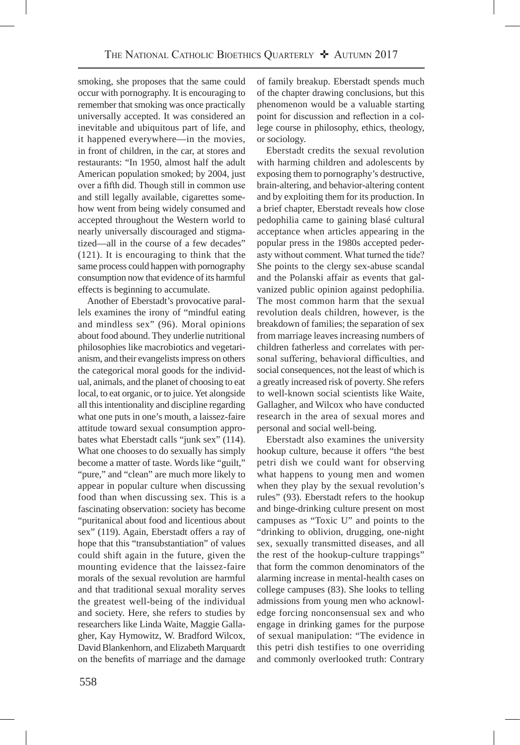smoking, she proposes that the same could occur with pornography. It is encouraging to remember that smoking was once practically universally accepted. It was considered an inevitable and ubiquitous part of life, and it happened everywhere—in the movies, in front of children, in the car, at stores and restaurants: "In 1950, almost half the adult American population smoked; by 2004, just over a fifth did. Though still in common use and still legally available, cigarettes somehow went from being widely consumed and accepted throughout the Western world to nearly universally discouraged and stigmatized—all in the course of a few decades" (121). It is encouraging to think that the same process could happen with pornography consumption now that evidence of its harmful effects is beginning to accumulate.

Another of Eberstadt's provocative parallels examines the irony of "mindful eating and mindless sex" (96). Moral opinions about food abound. They underlie nutritional philosophies like macrobiotics and vegetarianism, and their evangelists impress on others the categorical moral goods for the individual, animals, and the planet of choosing to eat local, to eat organic, or to juice. Yet alongside all this intentionality and discipline regarding what one puts in one's mouth, a laissez-faire attitude toward sexual consumption approbates what Eberstadt calls "junk sex" (114). What one chooses to do sexually has simply become a matter of taste. Words like "guilt," "pure," and "clean" are much more likely to appear in popular culture when discussing food than when discussing sex. This is a fascinating observation: society has become "puritanical about food and licentious about sex" (119). Again, Eberstadt offers a ray of hope that this "transubstantiation" of values could shift again in the future, given the mounting evidence that the laissez-faire morals of the sexual revolution are harmful and that traditional sexual morality serves the greatest well-being of the individual and society. Here, she refers to studies by researchers like Linda Waite, Maggie Gallagher, Kay Hymowitz, W. Bradford Wilcox, David Blankenhorn, and Elizabeth Marquardt on the benefits of marriage and the damage of family breakup. Eberstadt spends much of the chapter drawing conclusions, but this phenomenon would be a valuable starting point for discussion and reflection in a college course in philosophy, ethics, theology, or sociology.

Eberstadt credits the sexual revolution with harming children and adolescents by exposing them to pornography's destructive, brain-altering, and behavior-altering content and by exploiting them for its production. In a brief chapter, Eberstadt reveals how close pedophilia came to gaining blasé cultural acceptance when articles appearing in the popular press in the 1980s accepted pederasty without comment. What turned the tide? She points to the clergy sex-abuse scandal and the Polanski affair as events that galvanized public opinion against pedophilia. The most common harm that the sexual revolution deals children, however, is the breakdown of families; the separation of sex from marriage leaves increasing numbers of children fatherless and correlates with personal suffering, behavioral difficulties, and social consequences, not the least of which is a greatly increased risk of poverty. She refers to well-known social scientists like Waite, Gallagher, and Wilcox who have conducted research in the area of sexual mores and personal and social well-being.

Eberstadt also examines the university hookup culture, because it offers "the best petri dish we could want for observing what happens to young men and women when they play by the sexual revolution's rules" (93). Eberstadt refers to the hookup and binge-drinking culture present on most campuses as "Toxic U" and points to the "drinking to oblivion, drugging, one-night sex, sexually transmitted diseases, and all the rest of the hookup-culture trappings" that form the common denominators of the alarming increase in mental-health cases on college campuses (83). She looks to telling admissions from young men who acknowledge forcing nonconsensual sex and who engage in drinking games for the purpose of sexual manipulation: "The evidence in this petri dish testifies to one overriding and commonly overlooked truth: Contrary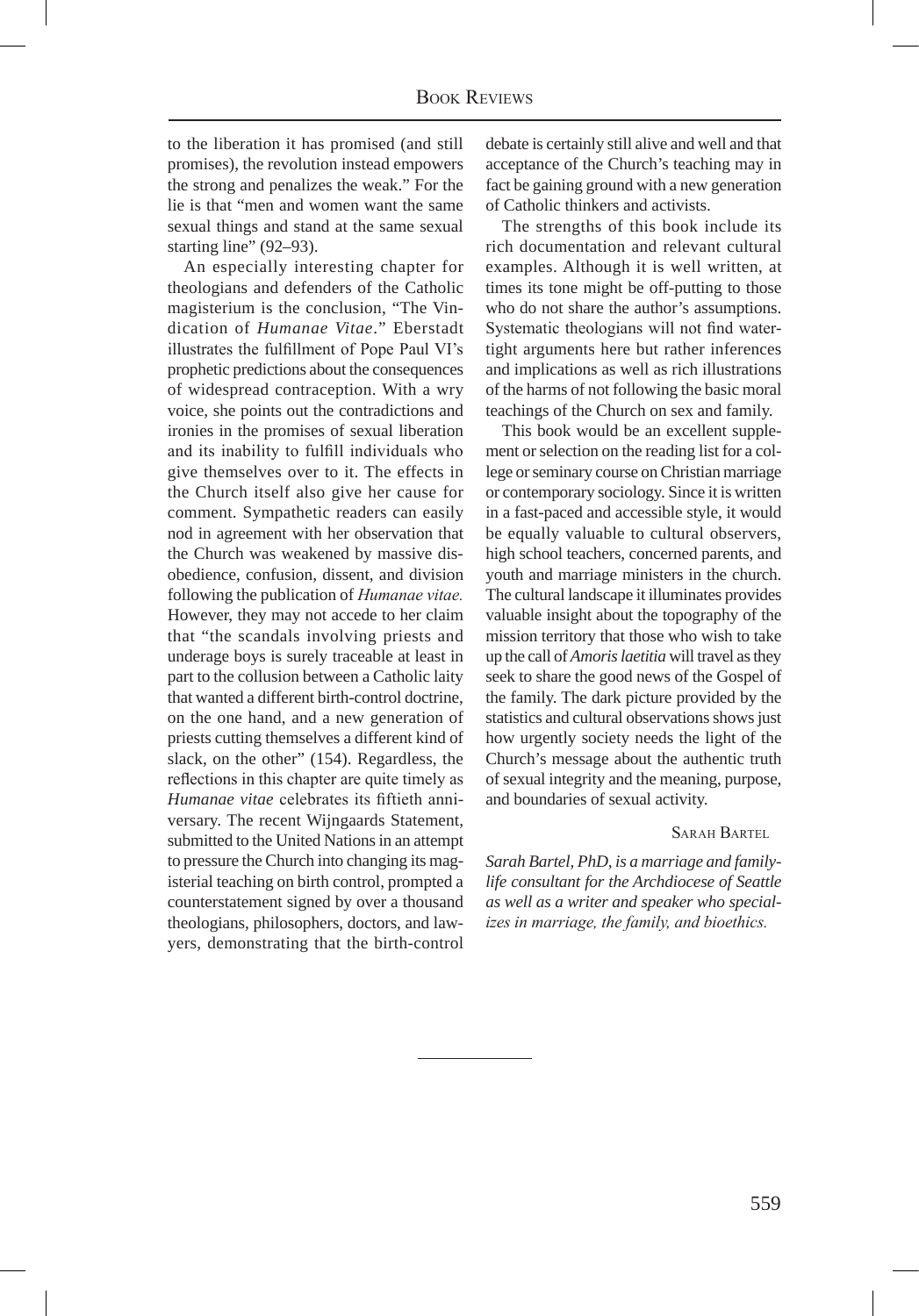to the liberation it has promised (and still promises), the revolution instead empowers the strong and penalizes the weak." For the lie is that "men and women want the same sexual things and stand at the same sexual starting line" (92–93).

An especially interesting chapter for theologians and defenders of the Catholic magisterium is the conclusion, "The Vindication of *Humanae Vitae*." Eberstadt illustrates the fulfillment of Pope Paul VI's prophetic predictions about the consequences of widespread contraception. With a wry voice, she points out the contradictions and ironies in the promises of sexual liberation and its inability to fulfill individuals who give themselves over to it. The effects in the Church itself also give her cause for comment. Sympathetic readers can easily nod in agreement with her observation that the Church was weakened by massive disobedience, confusion, dissent, and division following the publication of *Humanae vitae.* However, they may not accede to her claim that "the scandals involving priests and underage boys is surely traceable at least in part to the collusion between a Catholic laity that wanted a different birth-control doctrine, on the one hand, and a new generation of priests cutting themselves a different kind of slack, on the other" (154). Regardless, the reflections in this chapter are quite timely as *Humanae vitae* celebrates its fiftieth anniversary. The recent Wijngaards Statement, submitted to the United Nations in an attempt to pressure the Church into changing its magisterial teaching on birth control, prompted a counterstatement signed by over a thousand theologians, philosophers, doctors, and lawyers, demonstrating that the birth-control debate is certainly still alive and well and that acceptance of the Church's teaching may in fact be gaining ground with a new generation of Catholic thinkers and activists.

The strengths of this book include its rich documentation and relevant cultural examples. Although it is well written, at times its tone might be off-putting to those who do not share the author's assumptions. Systematic theologians will not find watertight arguments here but rather inferences and implications as well as rich illustrations of the harms of not following the basic moral teachings of the Church on sex and family.

This book would be an excellent supplement or selection on the reading list for a college or seminary course on Christian marriage or contemporary sociology. Since it is written in a fast-paced and accessible style, it would be equally valuable to cultural observers, high school teachers, concerned parents, and youth and marriage ministers in the church. The cultural landscape it illuminates provides valuable insight about the topography of the mission territory that those who wish to take up the call of *Amoris laetitia* will travel as they seek to share the good news of the Gospel of the family. The dark picture provided by the statistics and cultural observations shows just how urgently society needs the light of the Church's message about the authentic truth of sexual integrity and the meaning, purpose, and boundaries of sexual activity.

Sarah Bartel

*Sarah Bartel, PhD, is a marriage and family-life consultant for the Archdiocese of Seattle as well as a writer and speaker who specializes in marriage, the family, and bioethics.*